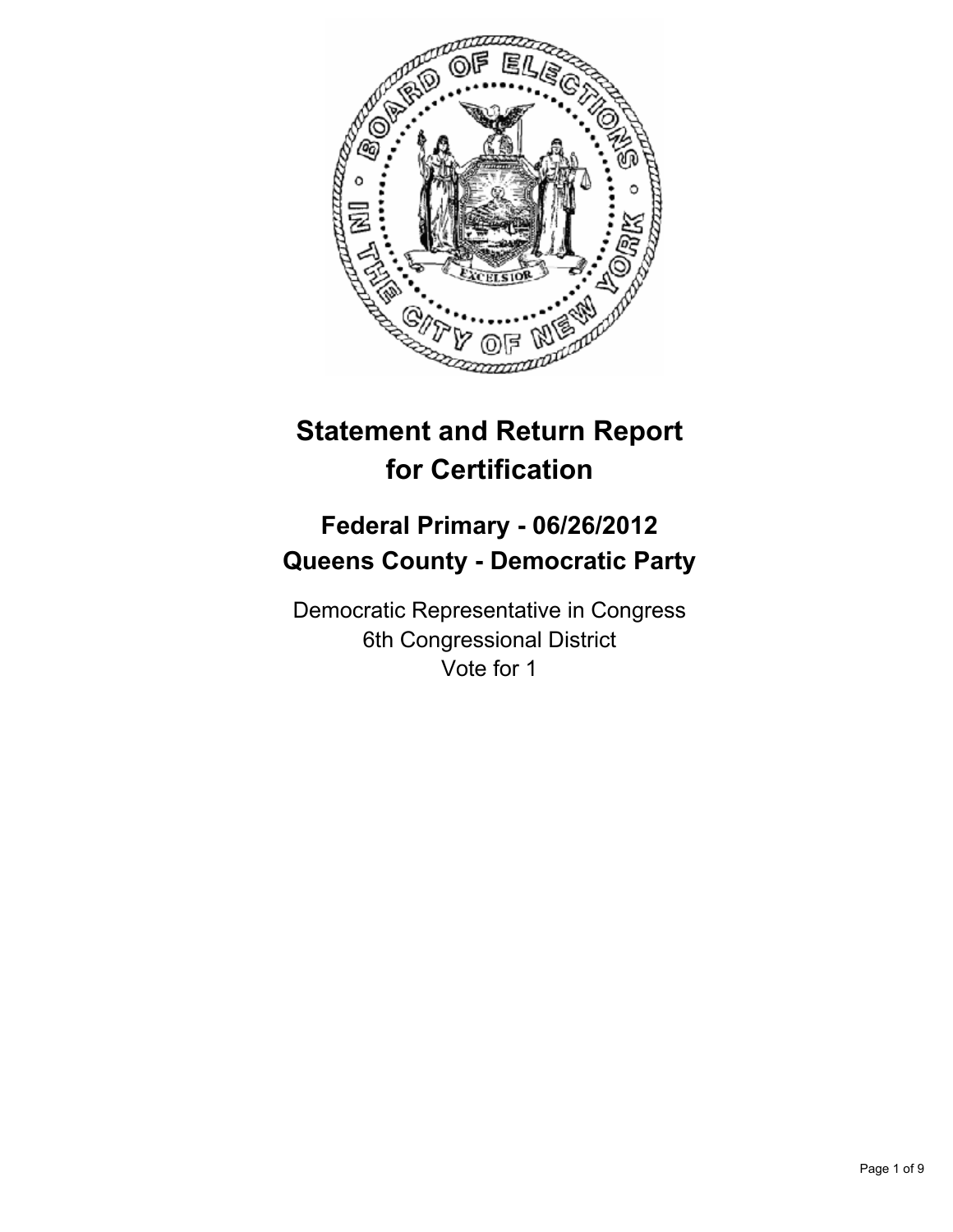# Statement and Return Report for Certification

## Federal Primary - 06/26/2012
## Queens County - Democratic Party

Democratic Representative in Congress
6th Congressional District
Vote for 1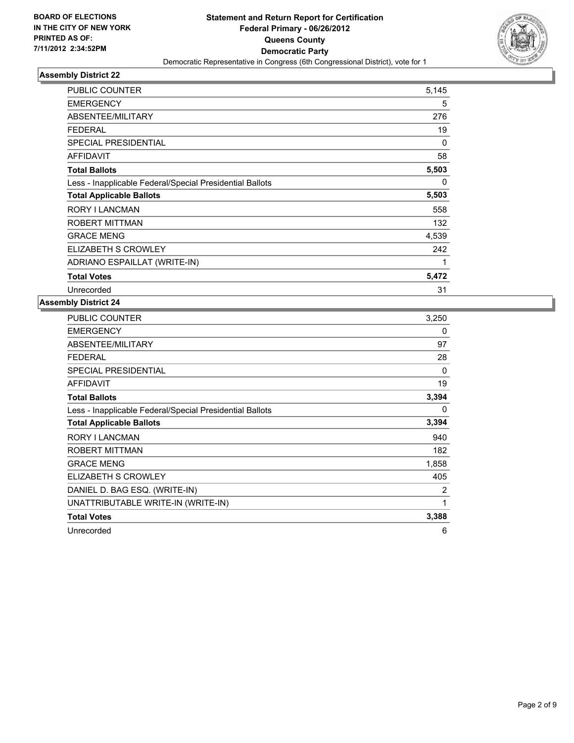**BOARD OF ELECTIONS IN THE CITY OF NEW YORK PRINTED AS OF: 7/11/2012 2:34:52PM**

**Statement and Return Report for Certification**
**Federal Primary - 06/26/2012**
**Queens County**
**Democratic Party**
Democratic Representative in Congress (6th Congressional District), vote for 1

### Assembly District 22

| | |
|---|---|
| PUBLIC COUNTER | 5,145 |
| EMERGENCY | 5 |
| ABSENTEE/MILITARY | 276 |
| FEDERAL | 19 |
| SPECIAL PRESIDENTIAL | 0 |
| AFFIDAVIT | 58 |
| **Total Ballots** | **5,503** |
| Less - Inapplicable Federal/Special Presidential Ballots | 0 |
| **Total Applicable Ballots** | **5,503** |
| RORY I LANCMAN | 558 |
| ROBERT MITTMAN | 132 |
| GRACE MENG | 4,539 |
| ELIZABETH S CROWLEY | 242 |
| ADRIANO ESPAILLAT (WRITE-IN) | 1 |
| **Total Votes** | **5,472** |
| Unrecorded | 31 |

### Assembly District 24

| | |
|---|---|
| PUBLIC COUNTER | 3,250 |
| EMERGENCY | 0 |
| ABSENTEE/MILITARY | 97 |
| FEDERAL | 28 |
| SPECIAL PRESIDENTIAL | 0 |
| AFFIDAVIT | 19 |
| **Total Ballots** | **3,394** |
| Less - Inapplicable Federal/Special Presidential Ballots | 0 |
| **Total Applicable Ballots** | **3,394** |
| RORY I LANCMAN | 940 |
| ROBERT MITTMAN | 182 |
| GRACE MENG | 1,858 |
| ELIZABETH S CROWLEY | 405 |
| DANIEL D. BAG ESQ. (WRITE-IN) | 2 |
| UNATTRIBUTABLE WRITE-IN (WRITE-IN) | 1 |
| **Total Votes** | **3,388** |
| Unrecorded | 6 |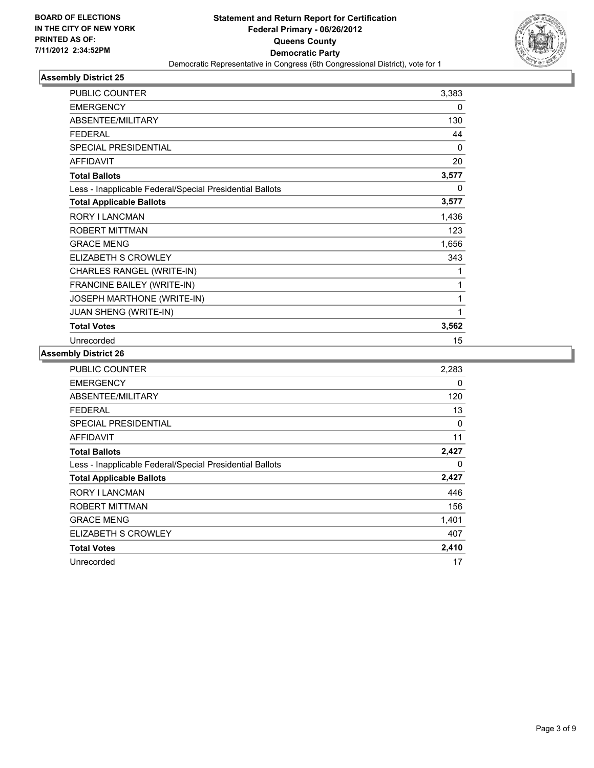**BOARD OF ELECTIONS IN THE CITY OF NEW YORK PRINTED AS OF: 7/11/2012 2:34:52PM**

**Statement and Return Report for Certification**
**Federal Primary - 06/26/2012**
**Queens County**
**Democratic Party**
Democratic Representative in Congress (6th Congressional District), vote for 1

### Assembly District 25

| | |
|---|---|
| PUBLIC COUNTER | 3,383 |
| EMERGENCY | 0 |
| ABSENTEE/MILITARY | 130 |
| FEDERAL | 44 |
| SPECIAL PRESIDENTIAL | 0 |
| AFFIDAVIT | 20 |
| **Total Ballots** | **3,577** |
| Less - Inapplicable Federal/Special Presidential Ballots | 0 |
| **Total Applicable Ballots** | **3,577** |
| RORY I LANCMAN | 1,436 |
| ROBERT MITTMAN | 123 |
| GRACE MENG | 1,656 |
| ELIZABETH S CROWLEY | 343 |
| CHARLES RANGEL (WRITE-IN) | 1 |
| FRANCINE BAILEY (WRITE-IN) | 1 |
| JOSEPH MARTHONE (WRITE-IN) | 1 |
| JUAN SHENG (WRITE-IN) | 1 |
| **Total Votes** | **3,562** |
| Unrecorded | 15 |

### Assembly District 26

| | |
|---|---|
| PUBLIC COUNTER | 2,283 |
| EMERGENCY | 0 |
| ABSENTEE/MILITARY | 120 |
| FEDERAL | 13 |
| SPECIAL PRESIDENTIAL | 0 |
| AFFIDAVIT | 11 |
| **Total Ballots** | **2,427** |
| Less - Inapplicable Federal/Special Presidential Ballots | 0 |
| **Total Applicable Ballots** | **2,427** |
| RORY I LANCMAN | 446 |
| ROBERT MITTMAN | 156 |
| GRACE MENG | 1,401 |
| ELIZABETH S CROWLEY | 407 |
| **Total Votes** | **2,410** |
| Unrecorded | 17 |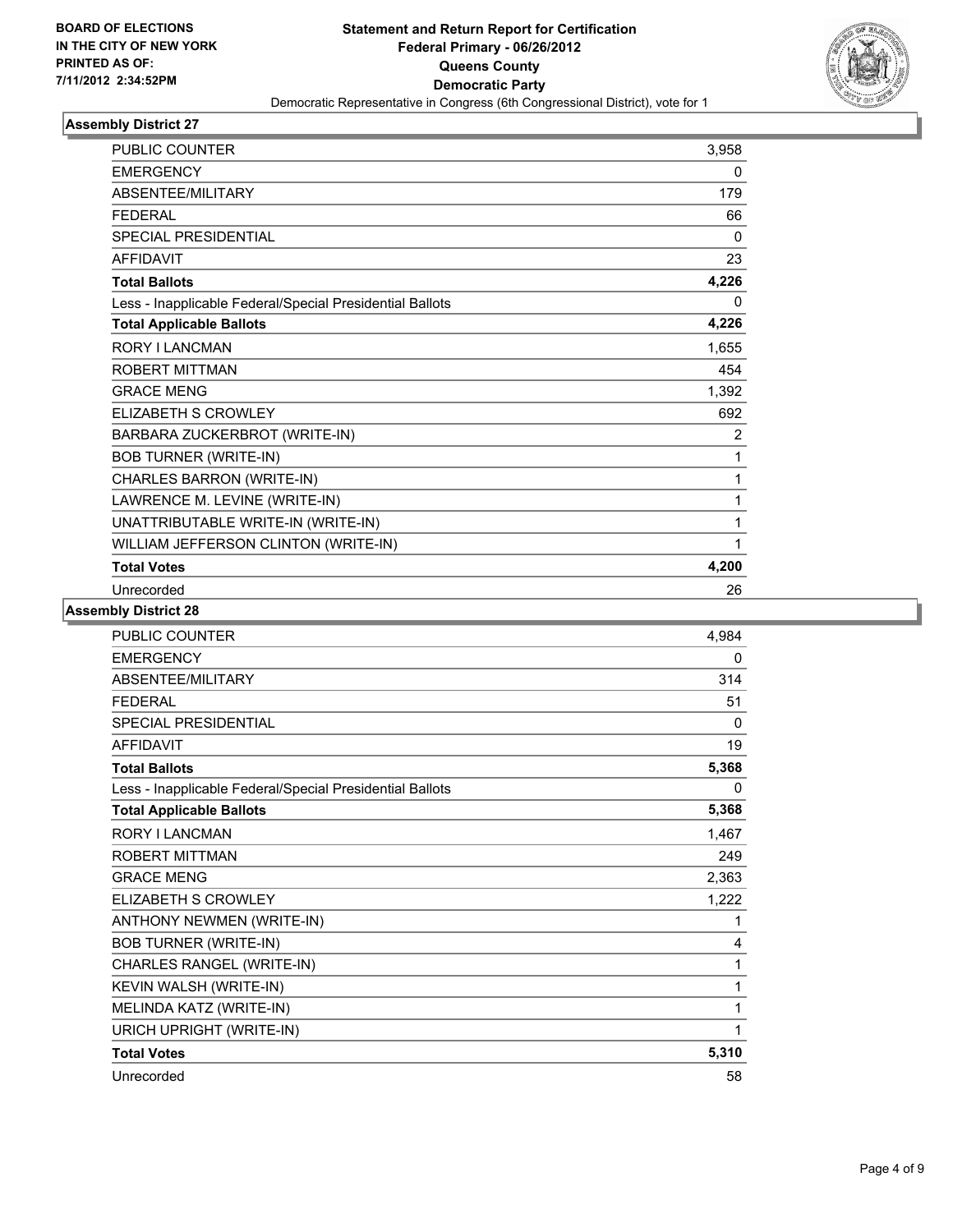BOARD OF ELECTIONS
IN THE CITY OF NEW YORK
PRINTED AS OF:
7/11/2012 2:34:52PM

**Statement and Return Report for Certification**
**Federal Primary - 06/26/2012**
**Queens County**
**Democratic Party**
Democratic Representative in Congress (6th Congressional District), vote for 1

## Assembly District 27

| | |
|---|---|
| PUBLIC COUNTER | 3,958 |
| EMERGENCY | 0 |
| ABSENTEE/MILITARY | 179 |
| FEDERAL | 66 |
| SPECIAL PRESIDENTIAL | 0 |
| AFFIDAVIT | 23 |
| **Total Ballots** | **4,226** |
| Less - Inapplicable Federal/Special Presidential Ballots | 0 |
| **Total Applicable Ballots** | **4,226** |
| RORY I LANCMAN | 1,655 |
| ROBERT MITTMAN | 454 |
| GRACE MENG | 1,392 |
| ELIZABETH S CROWLEY | 692 |
| BARBARA ZUCKERBROT (WRITE-IN) | 2 |
| BOB TURNER (WRITE-IN) | 1 |
| CHARLES BARRON (WRITE-IN) | 1 |
| LAWRENCE M. LEVINE (WRITE-IN) | 1 |
| UNATTRIBUTABLE WRITE-IN (WRITE-IN) | 1 |
| WILLIAM JEFFERSON CLINTON (WRITE-IN) | 1 |
| **Total Votes** | **4,200** |
| Unrecorded | 26 |

## Assembly District 28

| | |
|---|---|
| PUBLIC COUNTER | 4,984 |
| EMERGENCY | 0 |
| ABSENTEE/MILITARY | 314 |
| FEDERAL | 51 |
| SPECIAL PRESIDENTIAL | 0 |
| AFFIDAVIT | 19 |
| **Total Ballots** | **5,368** |
| Less - Inapplicable Federal/Special Presidential Ballots | 0 |
| **Total Applicable Ballots** | **5,368** |
| RORY I LANCMAN | 1,467 |
| ROBERT MITTMAN | 249 |
| GRACE MENG | 2,363 |
| ELIZABETH S CROWLEY | 1,222 |
| ANTHONY NEWMEN (WRITE-IN) | 1 |
| BOB TURNER (WRITE-IN) | 4 |
| CHARLES RANGEL (WRITE-IN) | 1 |
| KEVIN WALSH (WRITE-IN) | 1 |
| MELINDA KATZ (WRITE-IN) | 1 |
| URICH UPRIGHT (WRITE-IN) | 1 |
| **Total Votes** | **5,310** |
| Unrecorded | 58 |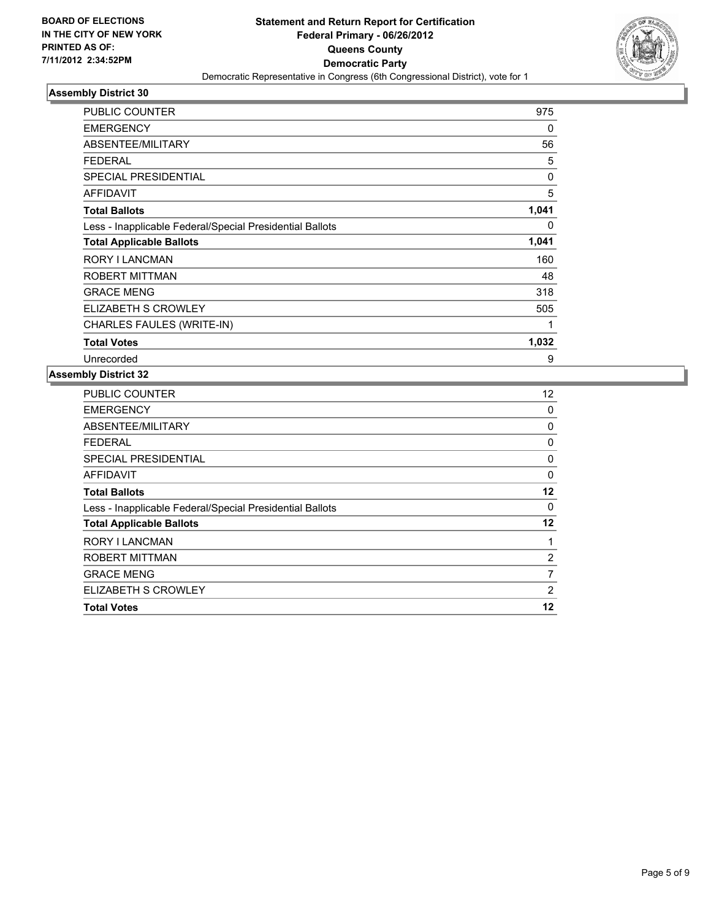**BOARD OF ELECTIONS IN THE CITY OF NEW YORK PRINTED AS OF: 7/11/2012 2:34:52PM**

**Statement and Return Report for Certification**
**Federal Primary - 06/26/2012**
**Queens County**
**Democratic Party**
Democratic Representative in Congress (6th Congressional District), vote for 1

## Assembly District 30

| | |
|---|---|
| PUBLIC COUNTER | 975 |
| EMERGENCY | 0 |
| ABSENTEE/MILITARY | 56 |
| FEDERAL | 5 |
| SPECIAL PRESIDENTIAL | 0 |
| AFFIDAVIT | 5 |
| **Total Ballots** | **1,041** |
| Less - Inapplicable Federal/Special Presidential Ballots | 0 |
| **Total Applicable Ballots** | **1,041** |
| RORY I LANCMAN | 160 |
| ROBERT MITTMAN | 48 |
| GRACE MENG | 318 |
| ELIZABETH S CROWLEY | 505 |
| CHARLES FAULES (WRITE-IN) | 1 |
| **Total Votes** | **1,032** |
| Unrecorded | 9 |

## Assembly District 32

| | |
|---|---|
| PUBLIC COUNTER | 12 |
| EMERGENCY | 0 |
| ABSENTEE/MILITARY | 0 |
| FEDERAL | 0 |
| SPECIAL PRESIDENTIAL | 0 |
| AFFIDAVIT | 0 |
| **Total Ballots** | **12** |
| Less - Inapplicable Federal/Special Presidential Ballots | 0 |
| **Total Applicable Ballots** | **12** |
| RORY I LANCMAN | 1 |
| ROBERT MITTMAN | 2 |
| GRACE MENG | 7 |
| ELIZABETH S CROWLEY | 2 |
| **Total Votes** | **12** |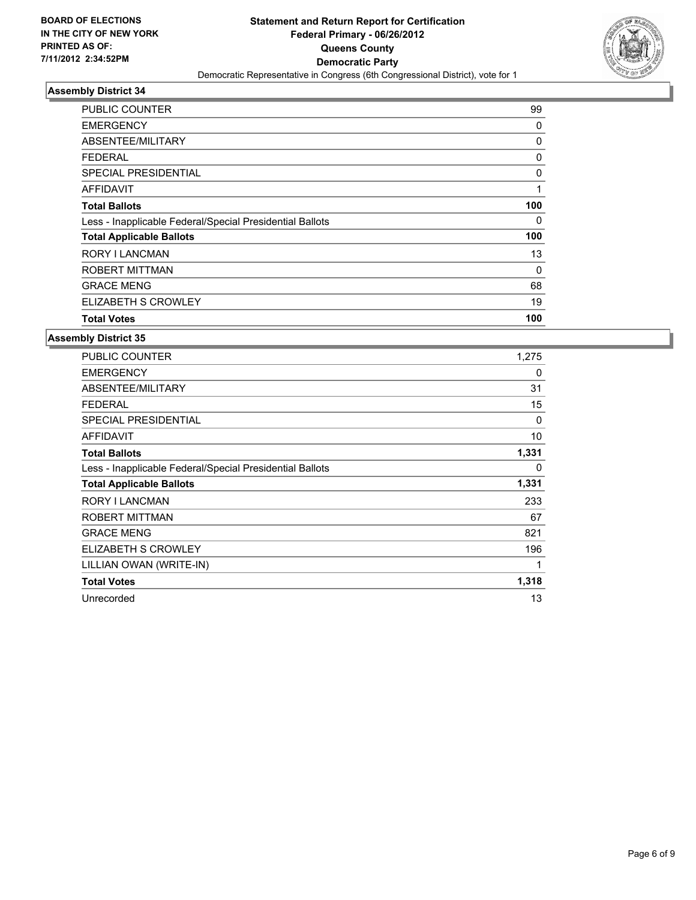**BOARD OF ELECTIONS IN THE CITY OF NEW YORK PRINTED AS OF: 7/11/2012 2:34:52PM**

# Statement and Return Report for Certification
## Federal Primary - 06/26/2012
## Queens County
## Democratic Party
Democratic Representative in Congress (6th Congressional District), vote for 1

### Assembly District 34

| | |
|---|---|
| PUBLIC COUNTER | 99 |
| EMERGENCY | 0 |
| ABSENTEE/MILITARY | 0 |
| FEDERAL | 0 |
| SPECIAL PRESIDENTIAL | 0 |
| AFFIDAVIT | 1 |
| **Total Ballots** | **100** |
| Less - Inapplicable Federal/Special Presidential Ballots | 0 |
| **Total Applicable Ballots** | **100** |
| RORY I LANCMAN | 13 |
| ROBERT MITTMAN | 0 |
| GRACE MENG | 68 |
| ELIZABETH S CROWLEY | 19 |
| **Total Votes** | **100** |

### Assembly District 35

| | |
|---|---|
| PUBLIC COUNTER | 1,275 |
| EMERGENCY | 0 |
| ABSENTEE/MILITARY | 31 |
| FEDERAL | 15 |
| SPECIAL PRESIDENTIAL | 0 |
| AFFIDAVIT | 10 |
| **Total Ballots** | **1,331** |
| Less - Inapplicable Federal/Special Presidential Ballots | 0 |
| **Total Applicable Ballots** | **1,331** |
| RORY I LANCMAN | 233 |
| ROBERT MITTMAN | 67 |
| GRACE MENG | 821 |
| ELIZABETH S CROWLEY | 196 |
| LILLIAN OWAN (WRITE-IN) | 1 |
| **Total Votes** | **1,318** |
| Unrecorded | 13 |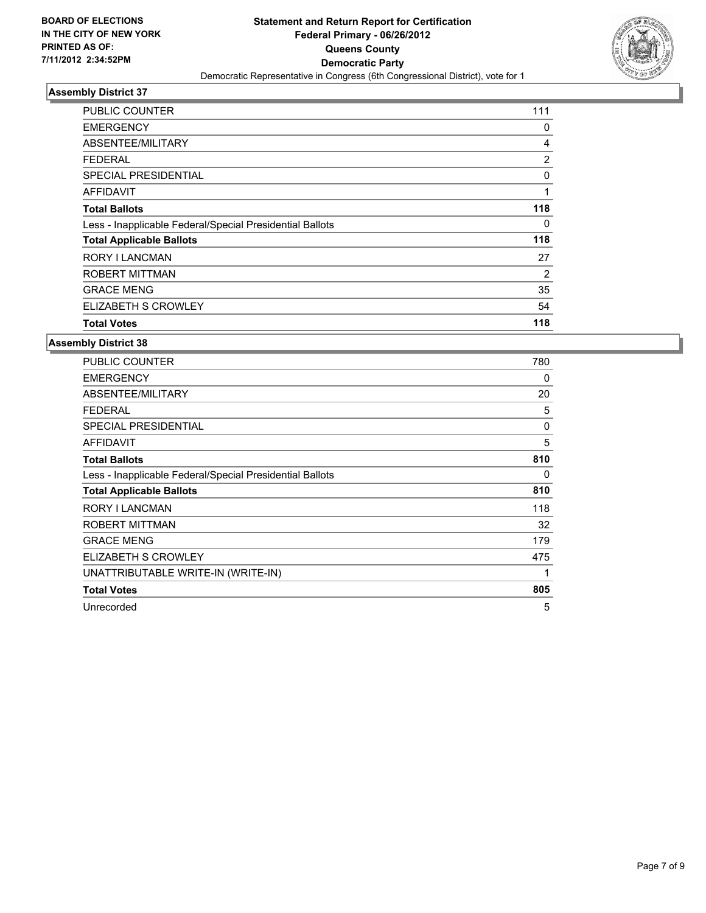## Assembly District 37

| | |
|---|---|
| PUBLIC COUNTER | 111 |
| EMERGENCY | 0 |
| ABSENTEE/MILITARY | 4 |
| FEDERAL | 2 |
| SPECIAL PRESIDENTIAL | 0 |
| AFFIDAVIT | 1 |
| **Total Ballots** | **118** |
| Less - Inapplicable Federal/Special Presidential Ballots | 0 |
| **Total Applicable Ballots** | **118** |
| RORY I LANCMAN | 27 |
| ROBERT MITTMAN | 2 |
| GRACE MENG | 35 |
| ELIZABETH S CROWLEY | 54 |
| **Total Votes** | **118** |

## Assembly District 38

| | |
|---|---|
| PUBLIC COUNTER | 780 |
| EMERGENCY | 0 |
| ABSENTEE/MILITARY | 20 |
| FEDERAL | 5 |
| SPECIAL PRESIDENTIAL | 0 |
| AFFIDAVIT | 5 |
| **Total Ballots** | **810** |
| Less - Inapplicable Federal/Special Presidential Ballots | 0 |
| **Total Applicable Ballots** | **810** |
| RORY I LANCMAN | 118 |
| ROBERT MITTMAN | 32 |
| GRACE MENG | 179 |
| ELIZABETH S CROWLEY | 475 |
| UNATTRIBUTABLE WRITE-IN (WRITE-IN) | 1 |
| **Total Votes** | **805** |
| Unrecorded | 5 |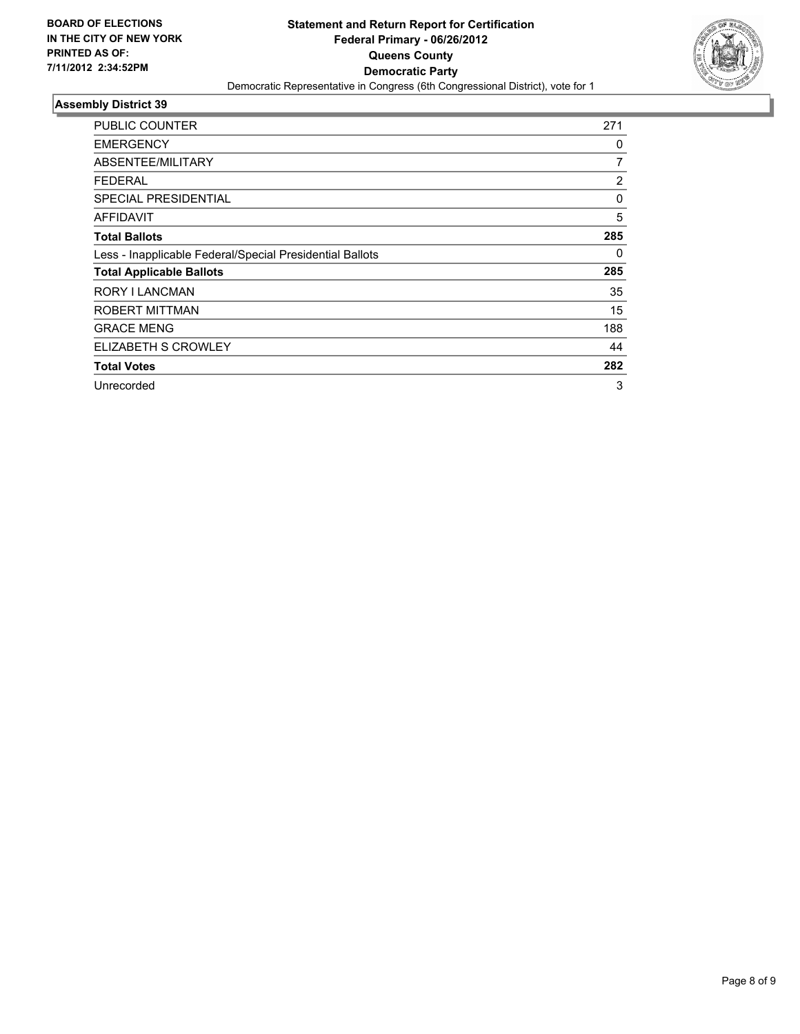BOARD OF ELECTIONS
IN THE CITY OF NEW YORK
PRINTED AS OF:
7/11/2012 2:34:52PM

**Statement and Return Report for Certification**
**Federal Primary - 06/26/2012**
**Queens County**
**Democratic Party**
Democratic Representative in Congress (6th Congressional District), vote for 1

## Assembly District 39

| | |
|---|---|
| PUBLIC COUNTER | 271 |
| EMERGENCY | 0 |
| ABSENTEE/MILITARY | 7 |
| FEDERAL | 2 |
| SPECIAL PRESIDENTIAL | 0 |
| AFFIDAVIT | 5 |
| **Total Ballots** | **285** |
| Less - Inapplicable Federal/Special Presidential Ballots | 0 |
| **Total Applicable Ballots** | **285** |
| RORY I LANCMAN | 35 |
| ROBERT MITTMAN | 15 |
| GRACE MENG | 188 |
| ELIZABETH S CROWLEY | 44 |
| **Total Votes** | **282** |
| Unrecorded | 3 |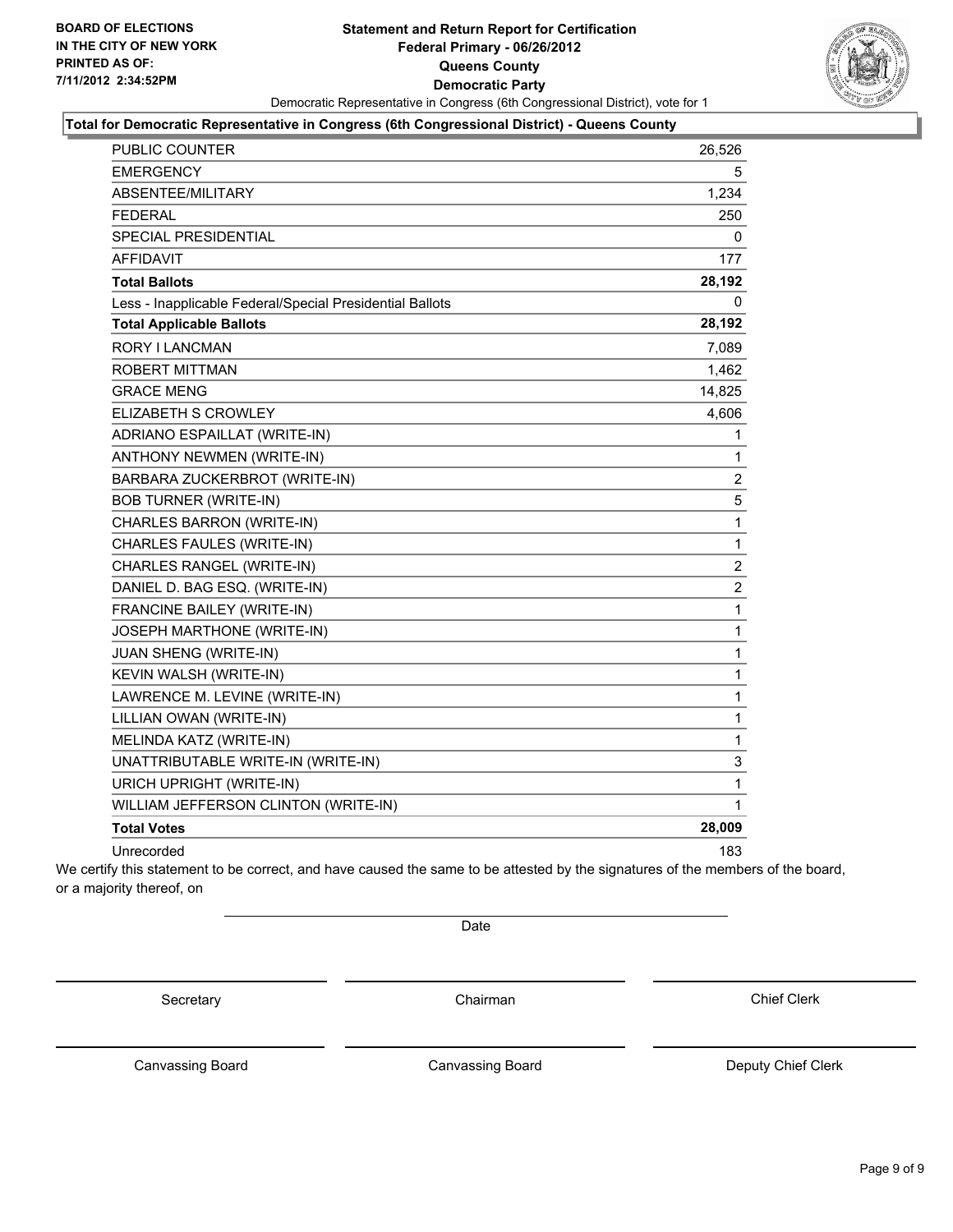**BOARD OF ELECTIONS IN THE CITY OF NEW YORK PRINTED AS OF: 7/11/2012 2:34:52PM**

# Statement and Return Report for Certification
## Federal Primary - 06/26/2012
## Queens County
## Democratic Party

Democratic Representative in Congress (6th Congressional District), vote for 1

**Total for Democratic Representative in Congress (6th Congressional District) - Queens County**

| | |
|---|---|
| PUBLIC COUNTER | 26,526 |
| EMERGENCY | 5 |
| ABSENTEE/MILITARY | 1,234 |
| FEDERAL | 250 |
| SPECIAL PRESIDENTIAL | 0 |
| AFFIDAVIT | 177 |
| **Total Ballots** | **28,192** |
| Less - Inapplicable Federal/Special Presidential Ballots | 0 |
| **Total Applicable Ballots** | **28,192** |
| RORY I LANCMAN | 7,089 |
| ROBERT MITTMAN | 1,462 |
| GRACE MENG | 14,825 |
| ELIZABETH S CROWLEY | 4,606 |
| ADRIANO ESPAILLAT (WRITE-IN) | 1 |
| ANTHONY NEWMEN (WRITE-IN) | 1 |
| BARBARA ZUCKERBROT (WRITE-IN) | 2 |
| BOB TURNER (WRITE-IN) | 5 |
| CHARLES BARRON (WRITE-IN) | 1 |
| CHARLES FAULES (WRITE-IN) | 1 |
| CHARLES RANGEL (WRITE-IN) | 2 |
| DANIEL D. BAG ESQ. (WRITE-IN) | 2 |
| FRANCINE BAILEY (WRITE-IN) | 1 |
| JOSEPH MARTHONE (WRITE-IN) | 1 |
| JUAN SHENG (WRITE-IN) | 1 |
| KEVIN WALSH (WRITE-IN) | 1 |
| LAWRENCE M. LEVINE (WRITE-IN) | 1 |
| LILLIAN OWAN (WRITE-IN) | 1 |
| MELINDA KATZ (WRITE-IN) | 1 |
| UNATTRIBUTABLE WRITE-IN (WRITE-IN) | 3 |
| URICH UPRIGHT (WRITE-IN) | 1 |
| WILLIAM JEFFERSON CLINTON (WRITE-IN) | 1 |
| **Total Votes** | **28,009** |
| Unrecorded | 183 |

We certify this statement to be correct, and have caused the same to be attested by the signatures of the members of the board, or a majority thereof, on

Date

Secretary | Chairman | Chief Clerk

Canvassing Board | Canvassing Board | Deputy Chief Clerk